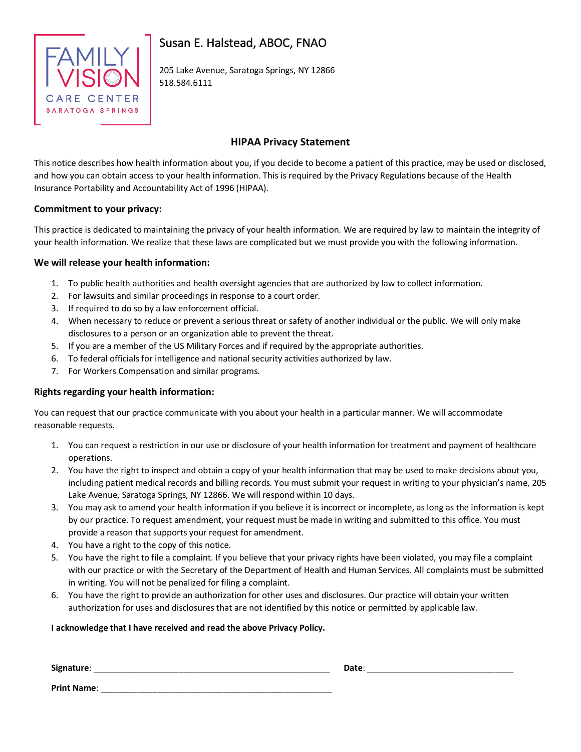FAMILY VISION CARE CENTER SARATOGA SPRINGS

Susan E. Halstead, ABOC, FNAO

205 Lake Avenue, Saratoga Springs, NY 12866
518.584.6111

## HIPAA Privacy Statement

This notice describes how health information about you, if you decide to become a patient of this practice, may be used or disclosed, and how you can obtain access to your health information. This is required by the Privacy Regulations because of the Health Insurance Portability and Accountability Act of 1996 (HIPAA).

### Commitment to your privacy:

This practice is dedicated to maintaining the privacy of your health information. We are required by law to maintain the integrity of your health information. We realize that these laws are complicated but we must provide you with the following information.

### We will release your health information:

1. To public health authorities and health oversight agencies that are authorized by law to collect information.
2. For lawsuits and similar proceedings in response to a court order.
3. If required to do so by a law enforcement official.
4. When necessary to reduce or prevent a serious threat or safety of another individual or the public. We will only make disclosures to a person or an organization able to prevent the threat.
5. If you are a member of the US Military Forces and if required by the appropriate authorities.
6. To federal officials for intelligence and national security activities authorized by law.
7. For Workers Compensation and similar programs.

### Rights regarding your health information:

You can request that our practice communicate with you about your health in a particular manner. We will accommodate reasonable requests.

1. You can request a restriction in our use or disclosure of your health information for treatment and payment of healthcare operations.
2. You have the right to inspect and obtain a copy of your health information that may be used to make decisions about you, including patient medical records and billing records. You must submit your request in writing to your physician's name, 205 Lake Avenue, Saratoga Springs, NY 12866. We will respond within 10 days.
3. You may ask to amend your health information if you believe it is incorrect or incomplete, as long as the information is kept by our practice. To request amendment, your request must be made in writing and submitted to this office. You must provide a reason that supports your request for amendment.
4. You have a right to the copy of this notice.
5. You have the right to file a complaint. If you believe that your privacy rights have been violated, you may file a complaint with our practice or with the Secretary of the Department of Health and Human Services. All complaints must be submitted in writing. You will not be penalized for filing a complaint.
6. You have the right to provide an authorization for other uses and disclosures. Our practice will obtain your written authorization for uses and disclosures that are not identified by this notice or permitted by applicable law.

**I acknowledge that I have received and read the above Privacy Policy.**

**Signature**: ____________________________________________________ **Date**: ________________________________

**Print Name**: ___________________________________________________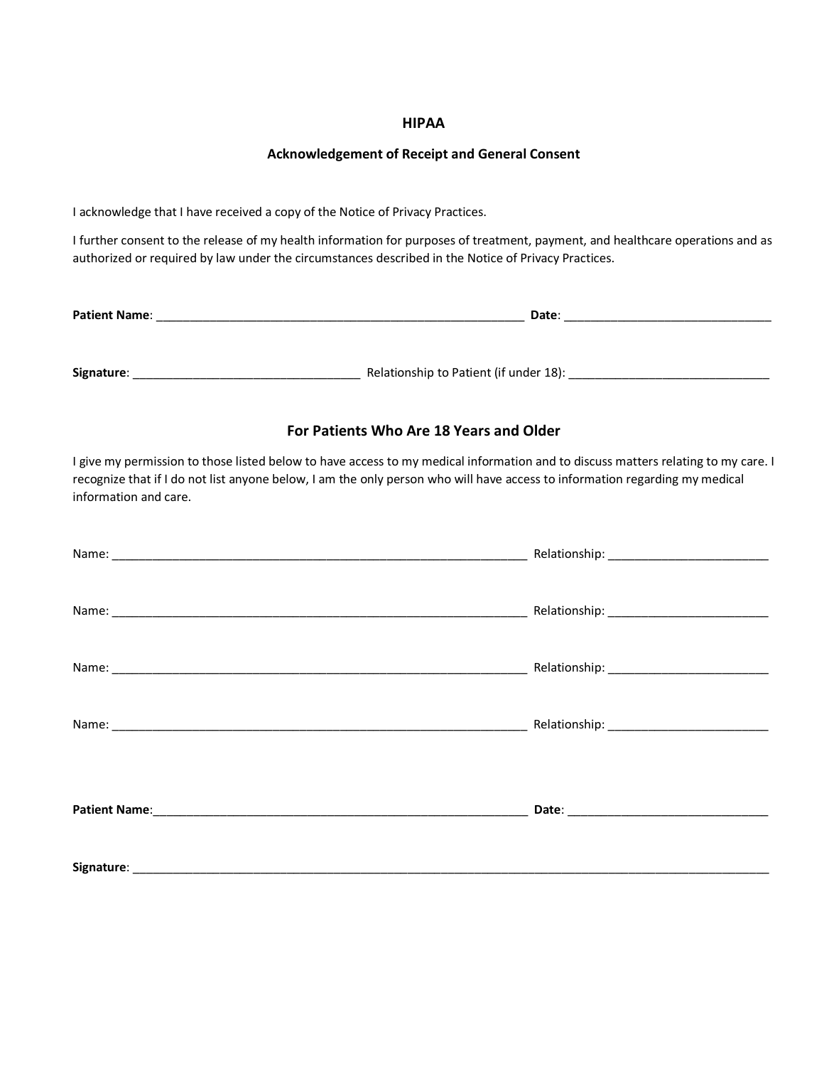# HIPAA

## Acknowledgement of Receipt and General Consent

I acknowledge that I have received a copy of the Notice of Privacy Practices.

I further consent to the release of my health information for purposes of treatment, payment, and healthcare operations and as authorized or required by law under the circumstances described in the Notice of Privacy Practices.

**Patient Name**: _________________________________________________________ **Date**: ________________________________

**Signature**: ___________________________________ Relationship to Patient (if under 18): _______________________________

## For Patients Who Are 18 Years and Older

I give my permission to those listed below to have access to my medical information and to discuss matters relating to my care. I recognize that if I do not list anyone below, I am the only person who will have access to information regarding my medical information and care.

Name: _________________________________________________________________ Relationship: _________________________

Name: _________________________________________________________________ Relationship: _________________________

Name: _________________________________________________________________ Relationship: _________________________

Name: _________________________________________________________________ Relationship: _________________________

**Patient Name**:__________________________________________________________ **Date**: _______________________________

**Signature**: ____________________________________________________________________________________________________